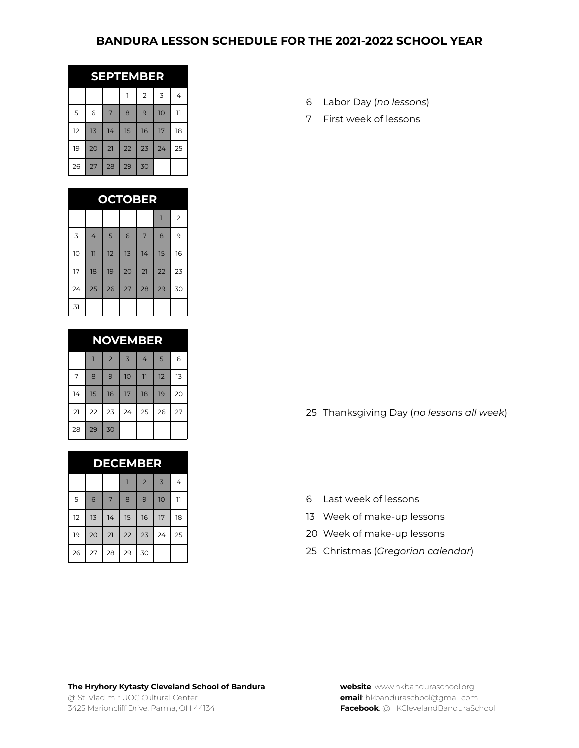# BANDURA LESSON SCHEDULE FOR THE 2021-2022 SCHOOL YEAR

## SEPTEMBER

| | | | | | | |
|---|---|---|---|---|---|---|
| | | | 1 | 2 | 3 | 4 |
| 5 | 6 | 7 | 8 | 9 | 10 | 11 |
| 12 | 13 | 14 | 15 | 16 | 17 | 18 |
| 19 | 20 | 21 | 22 | 23 | 24 | 25 |
| 26 | 27 | 28 | 29 | 30 | | |

- 6 Labor Day (*no lessons*)
- 7 First week of lessons

## OCTOBER

| | | | | | | |
|---|---|---|---|---|---|---|
| | | | | | 1 | 2 |
| 3 | 4 | 5 | 6 | 7 | 8 | 9 |
| 10 | 11 | 12 | 13 | 14 | 15 | 16 |
| 17 | 18 | 19 | 20 | 21 | 22 | 23 |
| 24 | 25 | 26 | 27 | 28 | 29 | 30 |
| 31 | | | | | | |

## NOVEMBER

| | | | | | | |
|---|---|---|---|---|---|---|
| | 1 | 2 | 3 | 4 | 5 | 6 |
| 7 | 8 | 9 | 10 | 11 | 12 | 13 |
| 14 | 15 | 16 | 17 | 18 | 19 | 20 |
| 21 | 22 | 23 | 24 | 25 | 26 | 27 |
| 28 | 29 | 30 | | | | |

- 25 Thanksgiving Day (*no lessons all week*)

## DECEMBER

| | | | | | | |
|---|---|---|---|---|---|---|
| | | | 1 | 2 | 3 | 4 |
| 5 | 6 | 7 | 8 | 9 | 10 | 11 |
| 12 | 13 | 14 | 15 | 16 | 17 | 18 |
| 19 | 20 | 21 | 22 | 23 | 24 | 25 |
| 26 | 27 | 28 | 29 | 30 | | |

- 6 Last week of lessons
- 13 Week of make-up lessons
- 20 Week of make-up lessons
- 25 Christmas (*Gregorian calendar*)

**The Hryhory Kytasty Cleveland School of Bandura**
@ St. Vladimir UOC Cultural Center
3425 Marioncliff Drive, Parma, OH 44134

**website**: www.hkbanduraschool.org
**email**: hkbanduraschool@gmail.com
**Facebook**: @HKClevelandBanduraSchool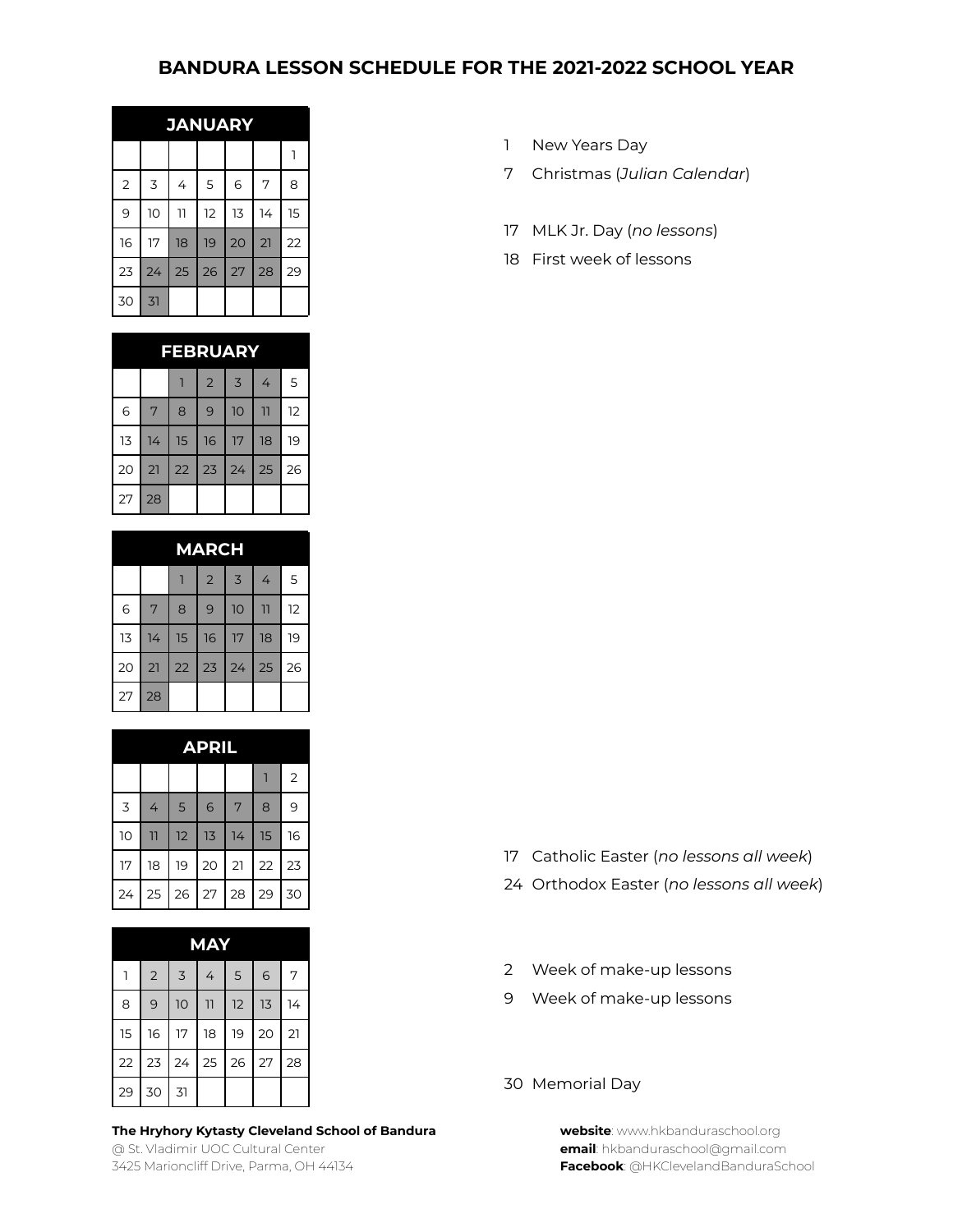## BANDURA LESSON SCHEDULE FOR THE 2021-2022 SCHOOL YEAR

| JANUARY | | | | | | |
|---|---|---|---|---|---|---|
| | | | | | | 1 |
| 2 | 3 | 4 | 5 | 6 | 7 | 8 |
| 9 | 10 | 11 | 12 | 13 | 14 | 15 |
| 16 | 17 | 18 | 19 | 20 | 21 | 22 |
| 23 | 24 | 25 | 26 | 27 | 28 | 29 |
| 30 | 31 | | | | | |

- 1 New Years Day
- 7 Christmas (*Julian Calendar*)
- 17 MLK Jr. Day (*no lessons*)
- 18 First week of lessons

| FEBRUARY | | | | | | |
|---|---|---|---|---|---|---|
| | | 1 | 2 | 3 | 4 | 5 |
| 6 | 7 | 8 | 9 | 10 | 11 | 12 |
| 13 | 14 | 15 | 16 | 17 | 18 | 19 |
| 20 | 21 | 22 | 23 | 24 | 25 | 26 |
| 27 | 28 | | | | | |

| MARCH | | | | | | |
|---|---|---|---|---|---|---|
| | | 1 | 2 | 3 | 4 | 5 |
| 6 | 7 | 8 | 9 | 10 | 11 | 12 |
| 13 | 14 | 15 | 16 | 17 | 18 | 19 |
| 20 | 21 | 22 | 23 | 24 | 25 | 26 |
| 27 | 28 | | | | | |

| APRIL | | | | | | |
|---|---|---|---|---|---|---|
| | | | | | 1 | 2 |
| 3 | 4 | 5 | 6 | 7 | 8 | 9 |
| 10 | 11 | 12 | 13 | 14 | 15 | 16 |
| 17 | 18 | 19 | 20 | 21 | 22 | 23 |
| 24 | 25 | 26 | 27 | 28 | 29 | 30 |

- 17 Catholic Easter (*no lessons all week*)
- 24 Orthodox Easter (*no lessons all week*)

| MAY | | | | | | |
|---|---|---|---|---|---|---|
| 1 | 2 | 3 | 4 | 5 | 6 | 7 |
| 8 | 9 | 10 | 11 | 12 | 13 | 14 |
| 15 | 16 | 17 | 18 | 19 | 20 | 21 |
| 22 | 23 | 24 | 25 | 26 | 27 | 28 |
| 29 | 30 | 31 | | | | |

- 2 Week of make-up lessons
- 9 Week of make-up lessons
- 30 Memorial Day

**The Hryhory Kytasty Cleveland School of Bandura**
@ St. Vladimir UOC Cultural Center
3425 Marioncliff Drive, Parma, OH 44134

**website**: www.hkbanduraschool.org
**email**: hkbanduraschool@gmail.com
**Facebook**: @HKClevelandBanduraSchool